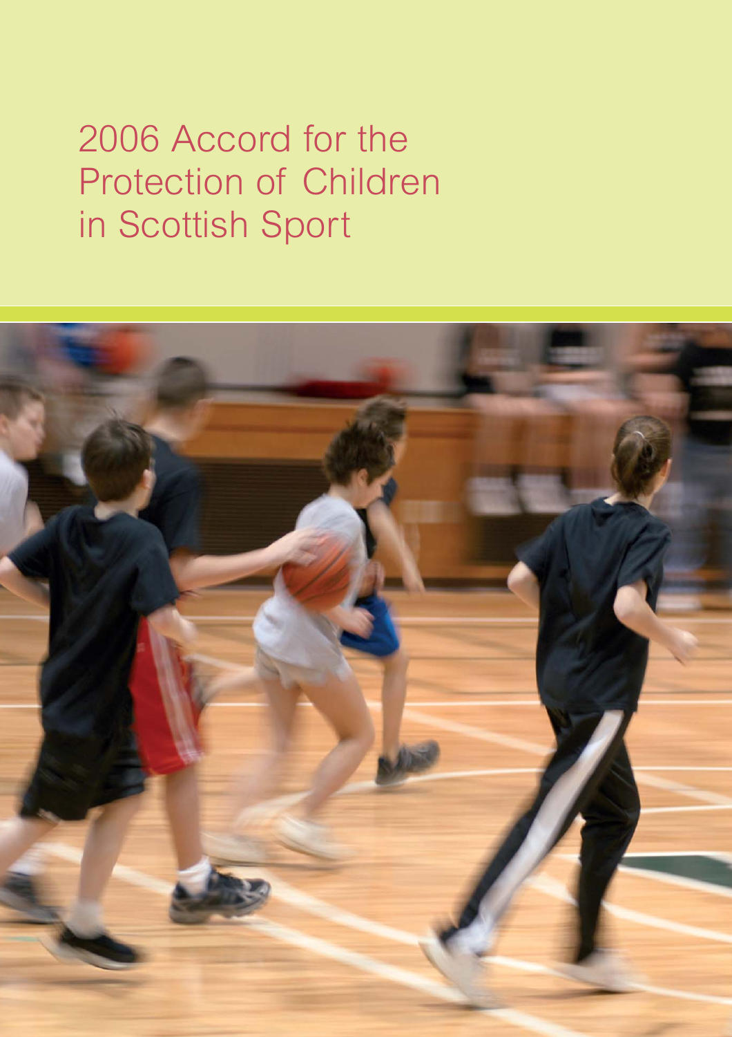# 2006 Accord for the Protection of Children in Scottish Sport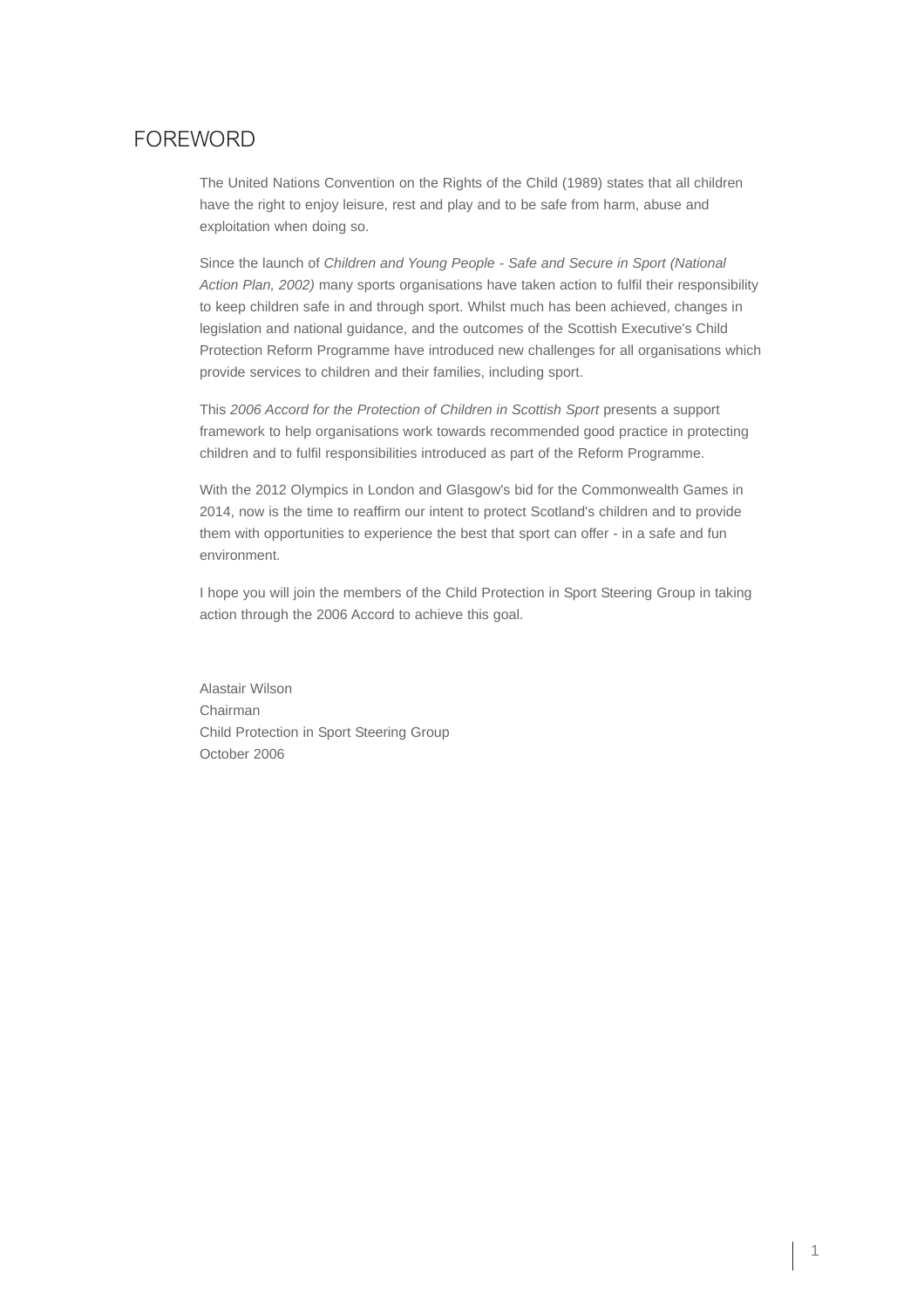# FOREWORD

The United Nations Convention on the Rights of the Child (1989) states that all children have the right to enjoy leisure, rest and play and to be safe from harm, abuse and exploitation when doing so.

Since the launch of *Children and Young People - Safe and Secure in Sport (National Action Plan, 2002)* many sports organisations have taken action to fulfil their responsibility to keep children safe in and through sport. Whilst much has been achieved, changes in legislation and national guidance, and the outcomes of the Scottish Executive's Child Protection Reform Programme have introduced new challenges for all organisations which provide services to children and their families, including sport.

This *2006 Accord for the Protection of Children in Scottish Sport* presents a support framework to help organisations work towards recommended good practice in protecting children and to fulfil responsibilities introduced as part of the Reform Programme.

With the 2012 Olympics in London and Glasgow's bid for the Commonwealth Games in 2014, now is the time to reaffirm our intent to protect Scotland's children and to provide them with opportunities to experience the best that sport can offer - in a safe and fun environment.

I hope you will join the members of the Child Protection in Sport Steering Group in taking action through the 2006 Accord to achieve this goal.

Alastair Wilson
Chairman
Child Protection in Sport Steering Group
October 2006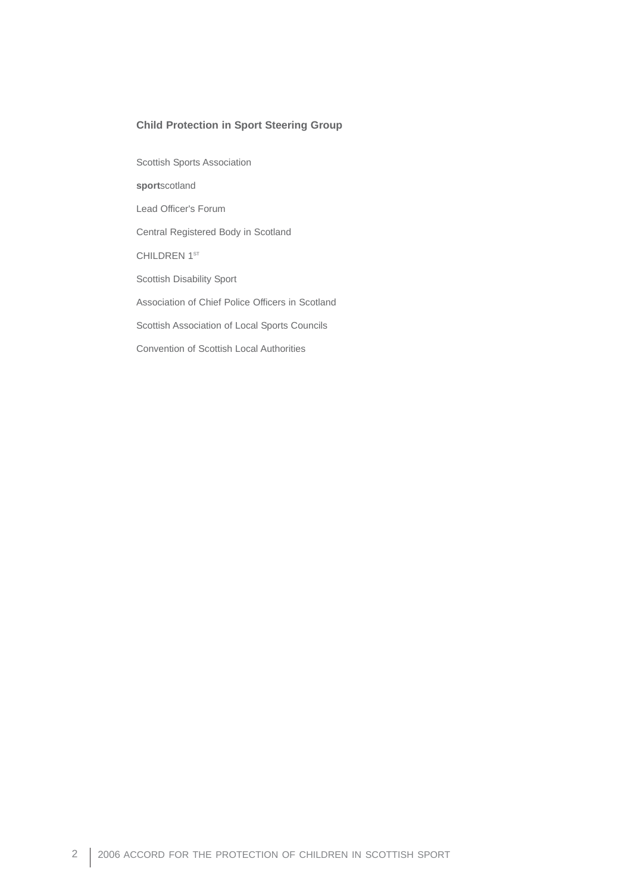**Child Protection in Sport Steering Group**

Scottish Sports Association

**sport**scotland

Lead Officer's Forum

Central Registered Body in Scotland

CHILDREN 1ST

Scottish Disability Sport

Association of Chief Police Officers in Scotland

Scottish Association of Local Sports Councils

Convention of Scottish Local Authorities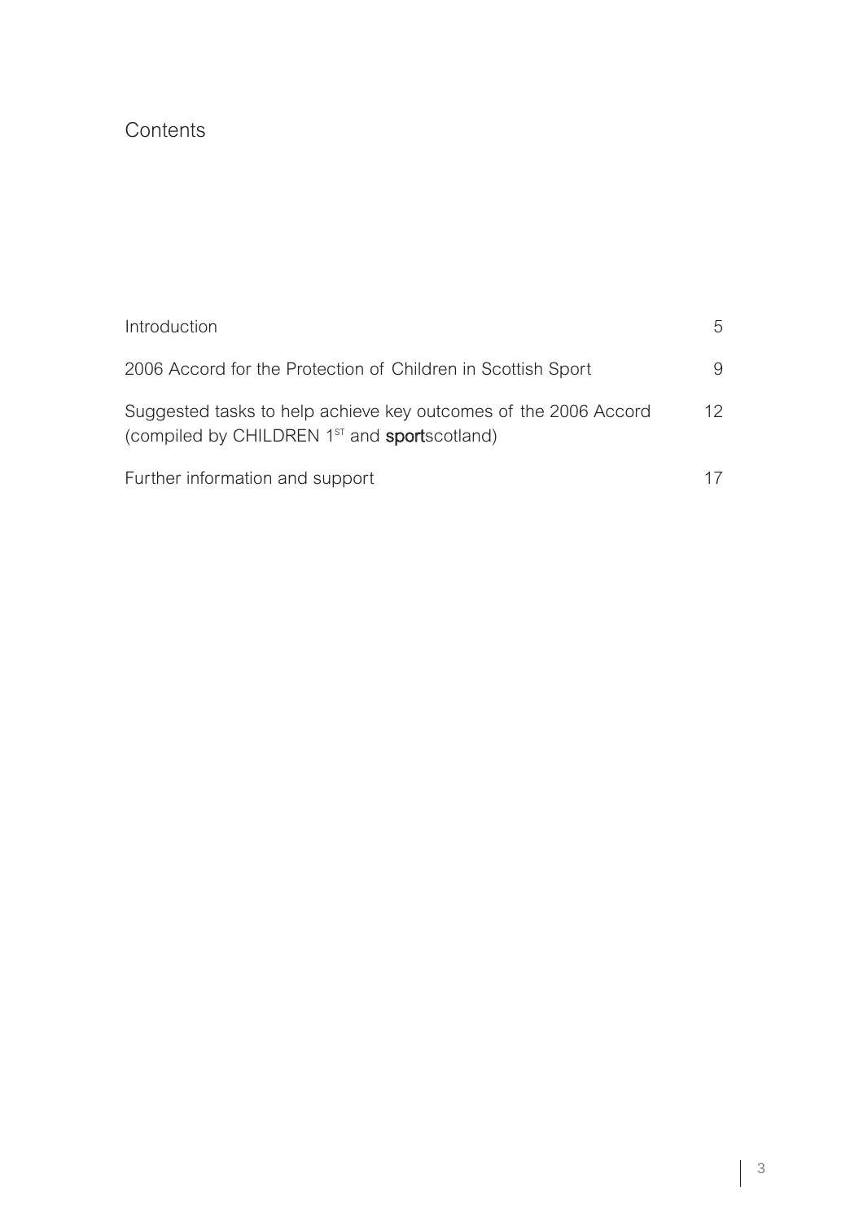# Contents

| | |
|---|---|
| Introduction | 5 |
| 2006 Accord for the Protection of Children in Scottish Sport | 9 |
| Suggested tasks to help achieve key outcomes of the 2006 Accord (compiled by CHILDREN 1[ST] and **sport**scotland) | 12 |
| Further information and support | 17 |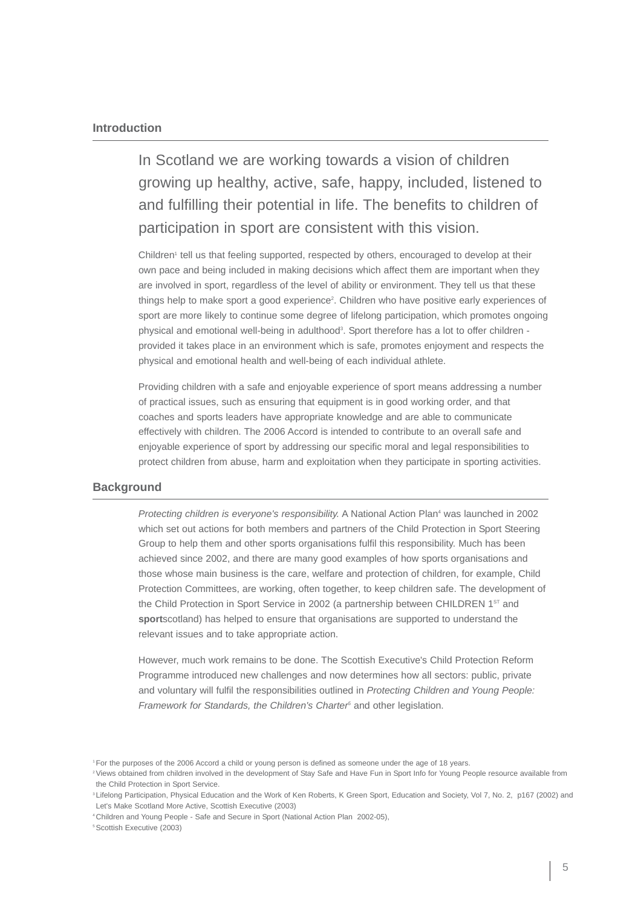## Introduction

In Scotland we are working towards a vision of children growing up healthy, active, safe, happy, included, listened to and fulfilling their potential in life. The benefits to children of participation in sport are consistent with this vision.

Children[1] tell us that feeling supported, respected by others, encouraged to develop at their own pace and being included in making decisions which affect them are important when they are involved in sport, regardless of the level of ability or environment. They tell us that these things help to make sport a good experience[2]. Children who have positive early experiences of sport are more likely to continue some degree of lifelong participation, which promotes ongoing physical and emotional well-being in adulthood[3]. Sport therefore has a lot to offer children - provided it takes place in an environment which is safe, promotes enjoyment and respects the physical and emotional health and well-being of each individual athlete.

Providing children with a safe and enjoyable experience of sport means addressing a number of practical issues, such as ensuring that equipment is in good working order, and that coaches and sports leaders have appropriate knowledge and are able to communicate effectively with children. The 2006 Accord is intended to contribute to an overall safe and enjoyable experience of sport by addressing our specific moral and legal responsibilities to protect children from abuse, harm and exploitation when they participate in sporting activities.

## Background

*Protecting children is everyone's responsibility.* A National Action Plan[4] was launched in 2002 which set out actions for both members and partners of the Child Protection in Sport Steering Group to help them and other sports organisations fulfil this responsibility. Much has been achieved since 2002, and there are many good examples of how sports organisations and those whose main business is the care, welfare and protection of children, for example, Child Protection Committees, are working, often together, to keep children safe. The development of the Child Protection in Sport Service in 2002 (a partnership between CHILDREN 1ST and **sport**scotland) has helped to ensure that organisations are supported to understand the relevant issues and to take appropriate action.

However, much work remains to be done. The Scottish Executive's Child Protection Reform Programme introduced new challenges and now determines how all sectors: public, private and voluntary will fulfil the responsibilities outlined in *Protecting Children and Young People: Framework for Standards, the Children's Charter*[5] and other legislation.

[1] For the purposes of the 2006 Accord a child or young person is defined as someone under the age of 18 years.
[2] Views obtained from children involved in the development of Stay Safe and Have Fun in Sport Info for Young People resource available from the Child Protection in Sport Service.
[3] Lifelong Participation, Physical Education and the Work of Ken Roberts, K Green Sport, Education and Society, Vol 7, No. 2, p167 (2002) and Let's Make Scotland More Active, Scottish Executive (2003)
[4] Children and Young People - Safe and Secure in Sport (National Action Plan 2002-05),
[5] Scottish Executive (2003)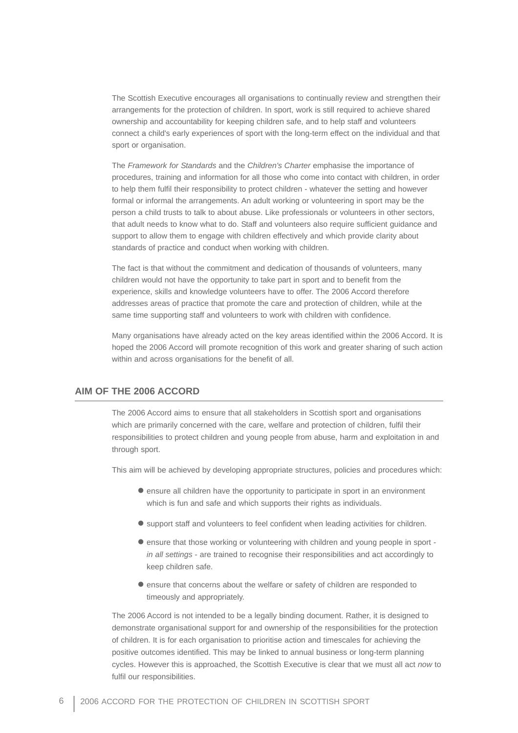The Scottish Executive encourages all organisations to continually review and strengthen their arrangements for the protection of children. In sport, work is still required to achieve shared ownership and accountability for keeping children safe, and to help staff and volunteers connect a child's early experiences of sport with the long-term effect on the individual and that sport or organisation.

The *Framework for Standards* and the *Children's Charter* emphasise the importance of procedures, training and information for all those who come into contact with children, in order to help them fulfil their responsibility to protect children - whatever the setting and however formal or informal the arrangements. An adult working or volunteering in sport may be the person a child trusts to talk to about abuse. Like professionals or volunteers in other sectors, that adult needs to know what to do. Staff and volunteers also require sufficient guidance and support to allow them to engage with children effectively and which provide clarity about standards of practice and conduct when working with children.

The fact is that without the commitment and dedication of thousands of volunteers, many children would not have the opportunity to take part in sport and to benefit from the experience, skills and knowledge volunteers have to offer. The 2006 Accord therefore addresses areas of practice that promote the care and protection of children, while at the same time supporting staff and volunteers to work with children with confidence.

Many organisations have already acted on the key areas identified within the 2006 Accord. It is hoped the 2006 Accord will promote recognition of this work and greater sharing of such action within and across organisations for the benefit of all.

## AIM OF THE 2006 ACCORD

The 2006 Accord aims to ensure that all stakeholders in Scottish sport and organisations which are primarily concerned with the care, welfare and protection of children, fulfil their responsibilities to protect children and young people from abuse, harm and exploitation in and through sport.

This aim will be achieved by developing appropriate structures, policies and procedures which:

- ensure all children have the opportunity to participate in sport in an environment which is fun and safe and which supports their rights as individuals.
- support staff and volunteers to feel confident when leading activities for children.
- ensure that those working or volunteering with children and young people in sport - *in all settings* - are trained to recognise their responsibilities and act accordingly to keep children safe.
- ensure that concerns about the welfare or safety of children are responded to timeously and appropriately.

The 2006 Accord is not intended to be a legally binding document. Rather, it is designed to demonstrate organisational support for and ownership of the responsibilities for the protection of children. It is for each organisation to prioritise action and timescales for achieving the positive outcomes identified. This may be linked to annual business or long-term planning cycles. However this is approached, the Scottish Executive is clear that we must all act *now* to fulfil our responsibilities.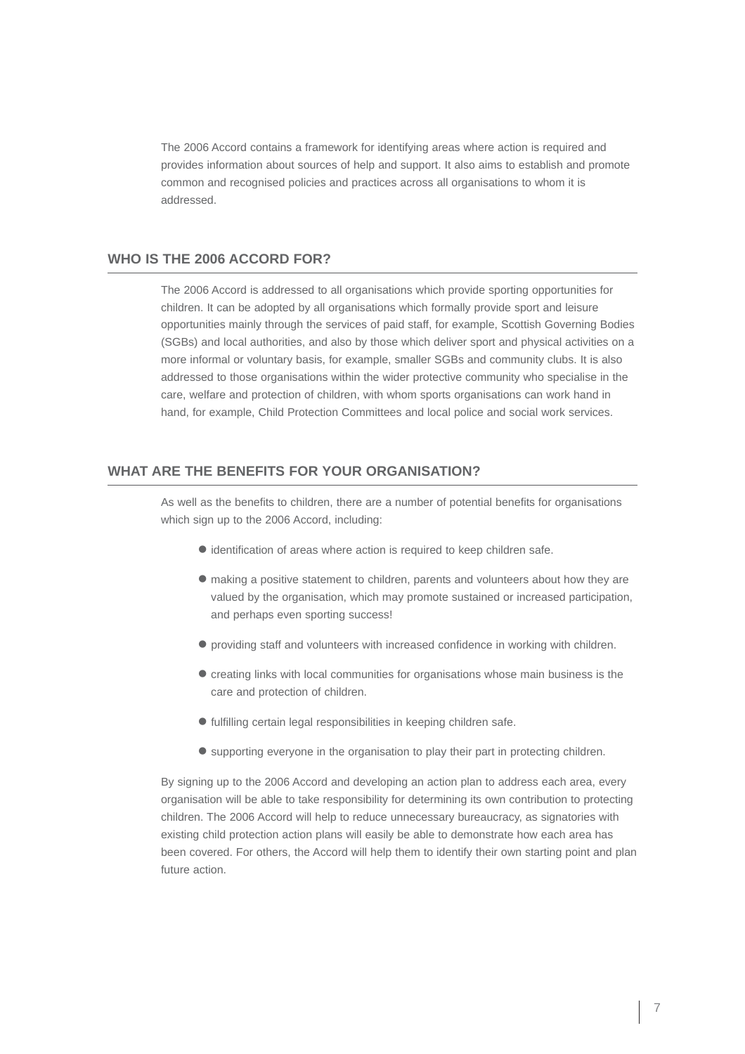The 2006 Accord contains a framework for identifying areas where action is required and provides information about sources of help and support. It also aims to establish and promote common and recognised policies and practices across all organisations to whom it is addressed.

## WHO IS THE 2006 ACCORD FOR?

The 2006 Accord is addressed to all organisations which provide sporting opportunities for children. It can be adopted by all organisations which formally provide sport and leisure opportunities mainly through the services of paid staff, for example, Scottish Governing Bodies (SGBs) and local authorities, and also by those which deliver sport and physical activities on a more informal or voluntary basis, for example, smaller SGBs and community clubs. It is also addressed to those organisations within the wider protective community who specialise in the care, welfare and protection of children, with whom sports organisations can work hand in hand, for example, Child Protection Committees and local police and social work services.

## WHAT ARE THE BENEFITS FOR YOUR ORGANISATION?

As well as the benefits to children, there are a number of potential benefits for organisations which sign up to the 2006 Accord, including:

- identification of areas where action is required to keep children safe.
- making a positive statement to children, parents and volunteers about how they are valued by the organisation, which may promote sustained or increased participation, and perhaps even sporting success!
- providing staff and volunteers with increased confidence in working with children.
- creating links with local communities for organisations whose main business is the care and protection of children.
- fulfilling certain legal responsibilities in keeping children safe.
- supporting everyone in the organisation to play their part in protecting children.

By signing up to the 2006 Accord and developing an action plan to address each area, every organisation will be able to take responsibility for determining its own contribution to protecting children. The 2006 Accord will help to reduce unnecessary bureaucracy, as signatories with existing child protection action plans will easily be able to demonstrate how each area has been covered. For others, the Accord will help them to identify their own starting point and plan future action.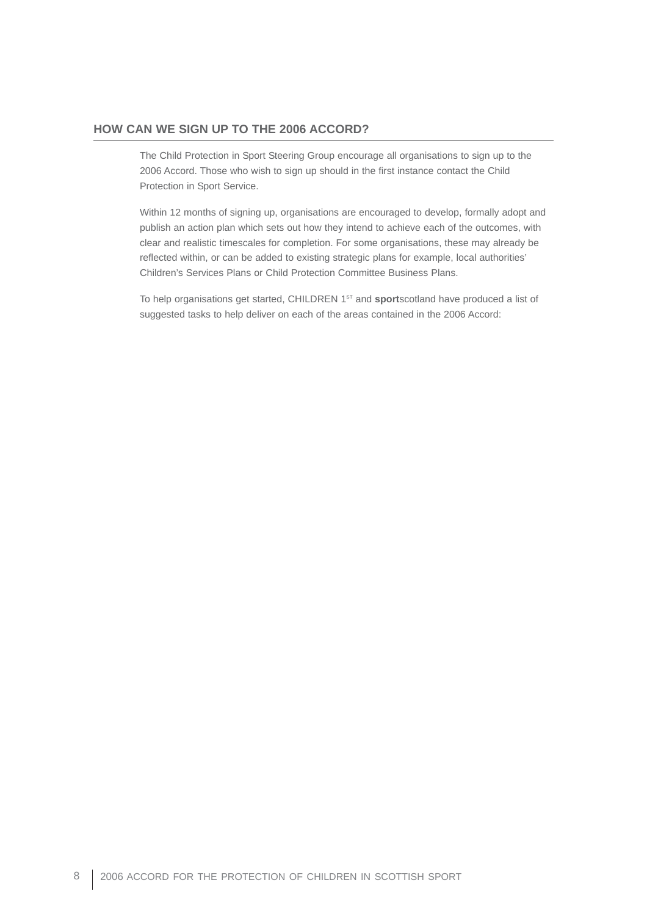## HOW CAN WE SIGN UP TO THE 2006 ACCORD?

The Child Protection in Sport Steering Group encourage all organisations to sign up to the 2006 Accord. Those who wish to sign up should in the first instance contact the Child Protection in Sport Service.

Within 12 months of signing up, organisations are encouraged to develop, formally adopt and publish an action plan which sets out how they intend to achieve each of the outcomes, with clear and realistic timescales for completion. For some organisations, these may already be reflected within, or can be added to existing strategic plans for example, local authorities' Children's Services Plans or Child Protection Committee Business Plans.

To help organisations get started, CHILDREN 1ST and **sport**scotland have produced a list of suggested tasks to help deliver on each of the areas contained in the 2006 Accord: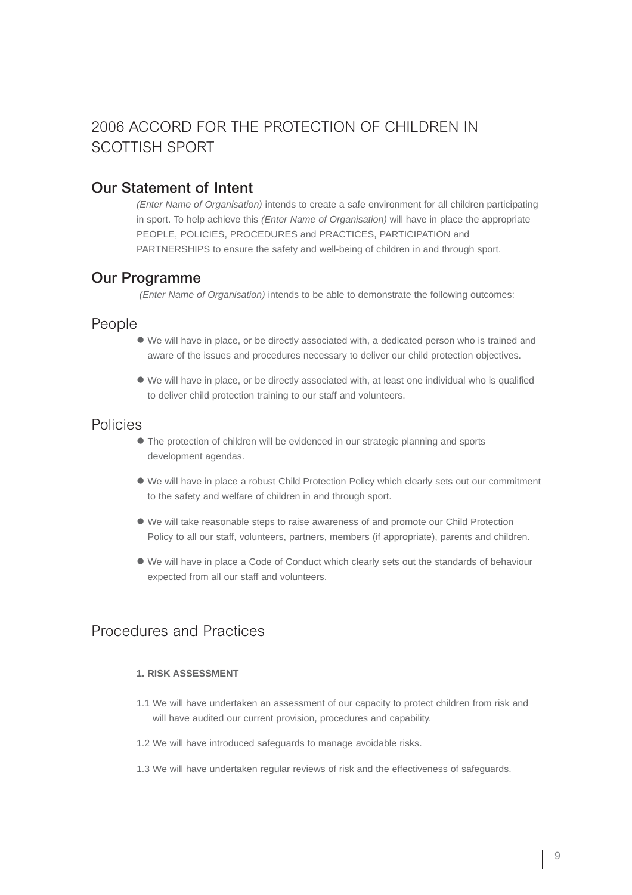# 2006 ACCORD FOR THE PROTECTION OF CHILDREN IN SCOTTISH SPORT

## Our Statement of Intent

*(Enter Name of Organisation)* intends to create a safe environment for all children participating in sport. To help achieve this *(Enter Name of Organisation)* will have in place the appropriate PEOPLE, POLICIES, PROCEDURES and PRACTICES, PARTICIPATION and PARTNERSHIPS to ensure the safety and well-being of children in and through sport.

## Our Programme

*(Enter Name of Organisation)* intends to be able to demonstrate the following outcomes:

### People

- We will have in place, or be directly associated with, a dedicated person who is trained and aware of the issues and procedures necessary to deliver our child protection objectives.
- We will have in place, or be directly associated with, at least one individual who is qualified to deliver child protection training to our staff and volunteers.

### Policies

- The protection of children will be evidenced in our strategic planning and sports development agendas.
- We will have in place a robust Child Protection Policy which clearly sets out our commitment to the safety and welfare of children in and through sport.
- We will take reasonable steps to raise awareness of and promote our Child Protection Policy to all our staff, volunteers, partners, members (if appropriate), parents and children.
- We will have in place a Code of Conduct which clearly sets out the standards of behaviour expected from all our staff and volunteers.

### Procedures and Practices

**1. RISK ASSESSMENT**

1.1 We will have undertaken an assessment of our capacity to protect children from risk and will have audited our current provision, procedures and capability.

1.2 We will have introduced safeguards to manage avoidable risks.

1.3 We will have undertaken regular reviews of risk and the effectiveness of safeguards.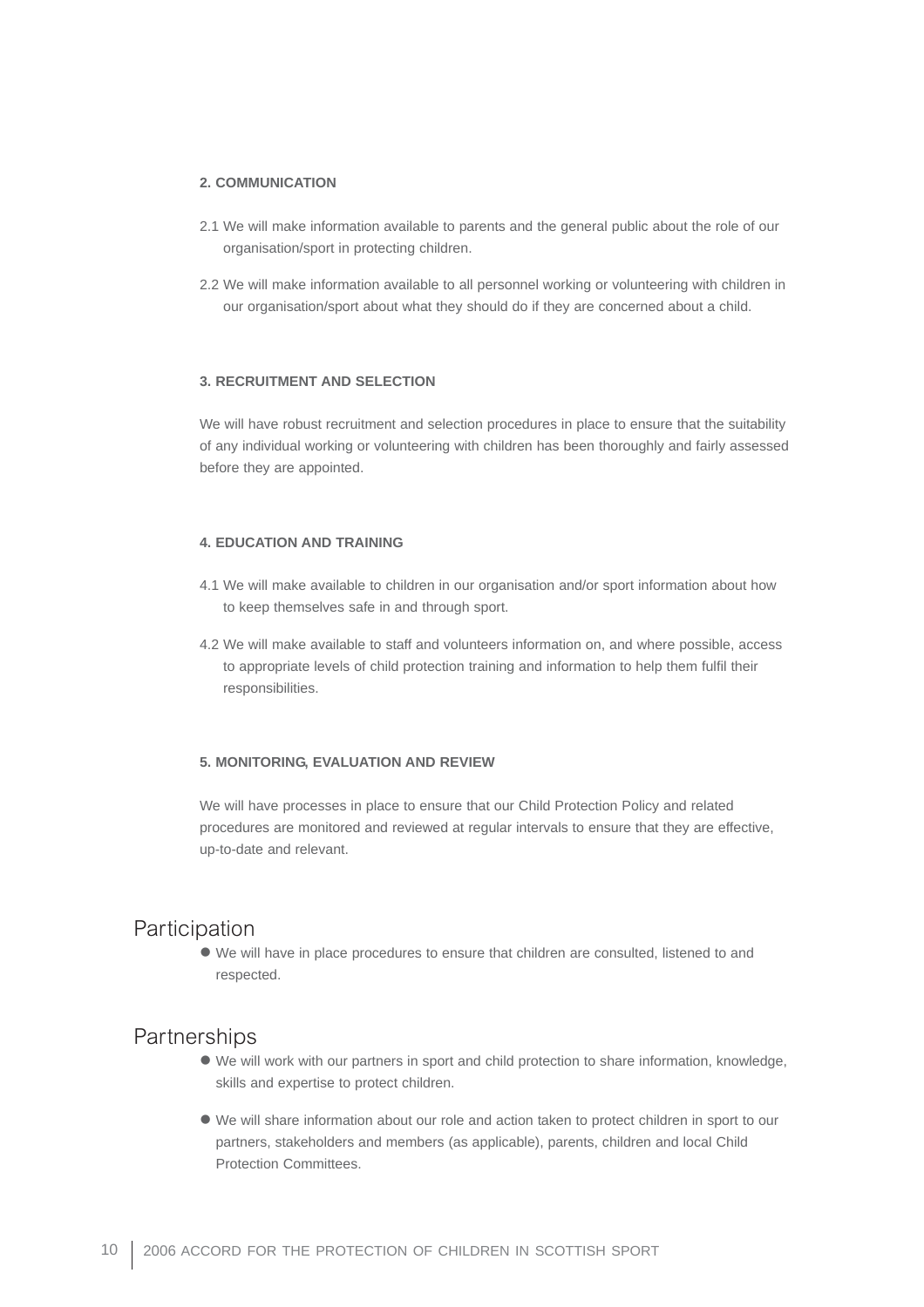**2. COMMUNICATION**

2.1 We will make information available to parents and the general public about the role of our organisation/sport in protecting children.

2.2 We will make information available to all personnel working or volunteering with children in our organisation/sport about what they should do if they are concerned about a child.

**3. RECRUITMENT AND SELECTION**

We will have robust recruitment and selection procedures in place to ensure that the suitability of any individual working or volunteering with children has been thoroughly and fairly assessed before they are appointed.

**4. EDUCATION AND TRAINING**

4.1 We will make available to children in our organisation and/or sport information about how to keep themselves safe in and through sport.

4.2 We will make available to staff and volunteers information on, and where possible, access to appropriate levels of child protection training and information to help them fulfil their responsibilities.

**5. MONITORING, EVALUATION AND REVIEW**

We will have processes in place to ensure that our Child Protection Policy and related procedures are monitored and reviewed at regular intervals to ensure that they are effective, up-to-date and relevant.

## Participation

- We will have in place procedures to ensure that children are consulted, listened to and respected.

## Partnerships

- We will work with our partners in sport and child protection to share information, knowledge, skills and expertise to protect children.
- We will share information about our role and action taken to protect children in sport to our partners, stakeholders and members (as applicable), parents, children and local Child Protection Committees.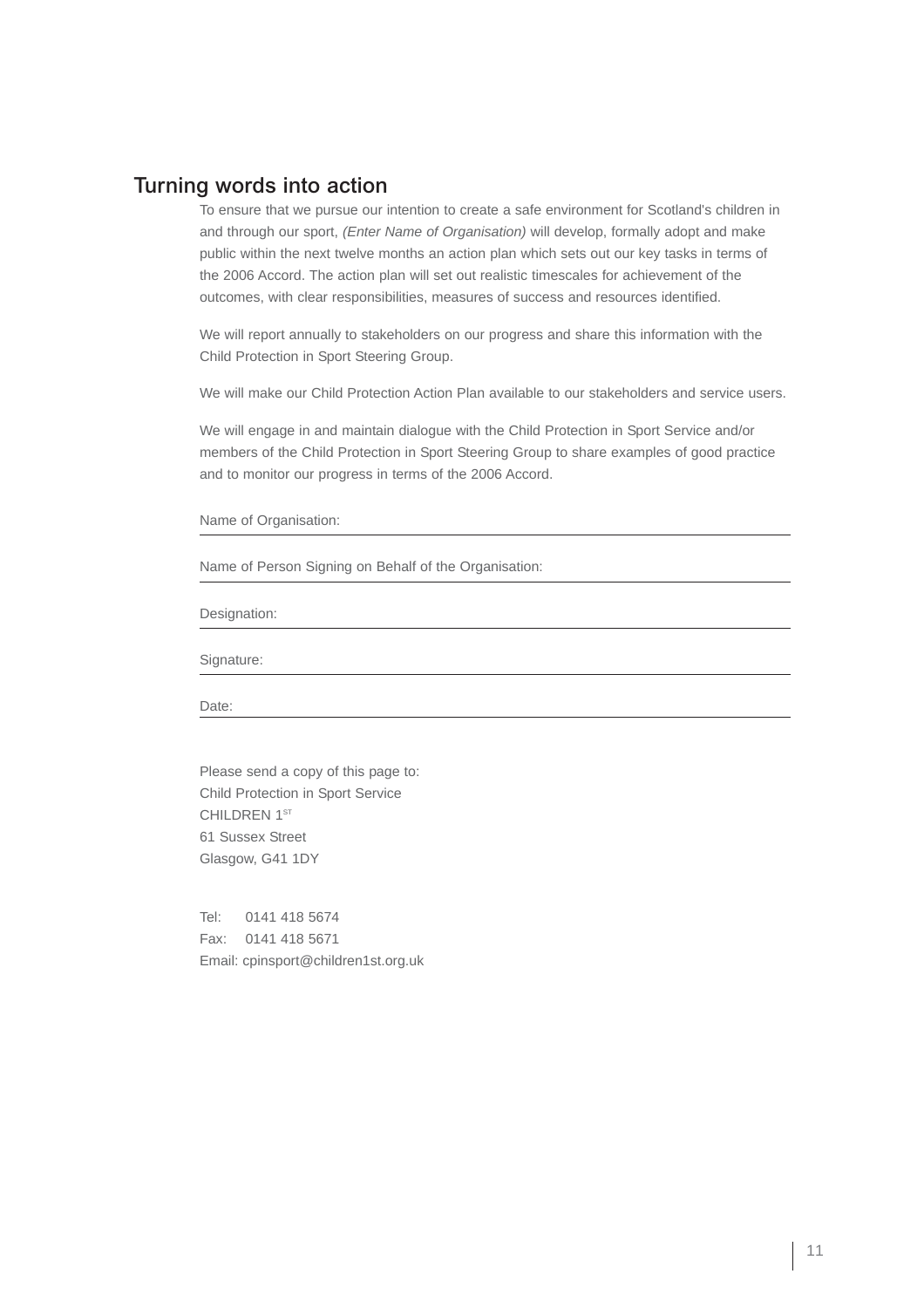## Turning words into action

To ensure that we pursue our intention to create a safe environment for Scotland's children in and through our sport, *(Enter Name of Organisation)* will develop, formally adopt and make public within the next twelve months an action plan which sets out our key tasks in terms of the 2006 Accord. The action plan will set out realistic timescales for achievement of the outcomes, with clear responsibilities, measures of success and resources identified.

We will report annually to stakeholders on our progress and share this information with the Child Protection in Sport Steering Group.

We will make our Child Protection Action Plan available to our stakeholders and service users.

We will engage in and maintain dialogue with the Child Protection in Sport Service and/or members of the Child Protection in Sport Steering Group to share examples of good practice and to monitor our progress in terms of the 2006 Accord.

Name of Organisation: ______________________________

Name of Person Signing on Behalf of the Organisation: ______________________________

Designation: ______________________________

Signature: ______________________________

Date: ______________________________

Please send a copy of this page to:
Child Protection in Sport Service
CHILDREN 1ST
61 Sussex Street
Glasgow, G41 1DY

Tel: 0141 418 5674
Fax: 0141 418 5671
Email: cpinsport@children1st.org.uk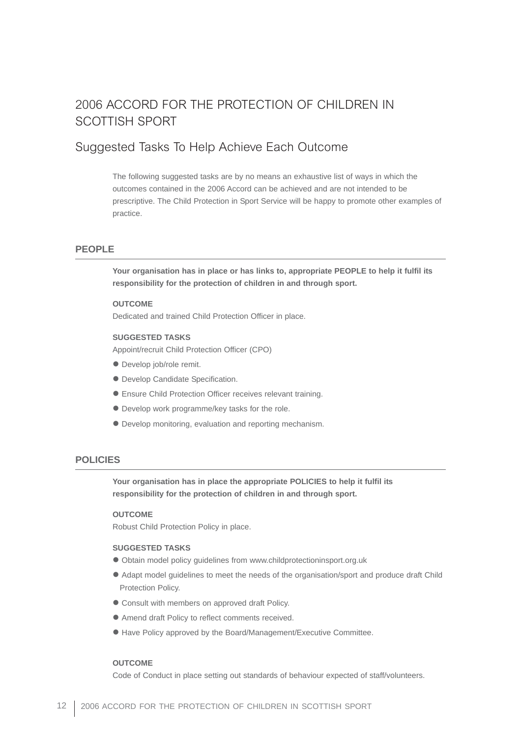# 2006 ACCORD FOR THE PROTECTION OF CHILDREN IN SCOTTISH SPORT

## Suggested Tasks To Help Achieve Each Outcome

The following suggested tasks are by no means an exhaustive list of ways in which the outcomes contained in the 2006 Accord can be achieved and are not intended to be prescriptive. The Child Protection in Sport Service will be happy to promote other examples of practice.

### PEOPLE

**Your organisation has in place or has links to, appropriate PEOPLE to help it fulfil its responsibility for the protection of children in and through sport.**

**OUTCOME**

Dedicated and trained Child Protection Officer in place.

**SUGGESTED TASKS**

Appoint/recruit Child Protection Officer (CPO)

- Develop job/role remit.
- Develop Candidate Specification.
- Ensure Child Protection Officer receives relevant training.
- Develop work programme/key tasks for the role.
- Develop monitoring, evaluation and reporting mechanism.

### POLICIES

**Your organisation has in place the appropriate POLICIES to help it fulfil its responsibility for the protection of children in and through sport.**

**OUTCOME**

Robust Child Protection Policy in place.

**SUGGESTED TASKS**

- Obtain model policy guidelines from www.childprotectioninsport.org.uk
- Adapt model guidelines to meet the needs of the organisation/sport and produce draft Child Protection Policy.
- Consult with members on approved draft Policy.
- Amend draft Policy to reflect comments received.
- Have Policy approved by the Board/Management/Executive Committee.

**OUTCOME**

Code of Conduct in place setting out standards of behaviour expected of staff/volunteers.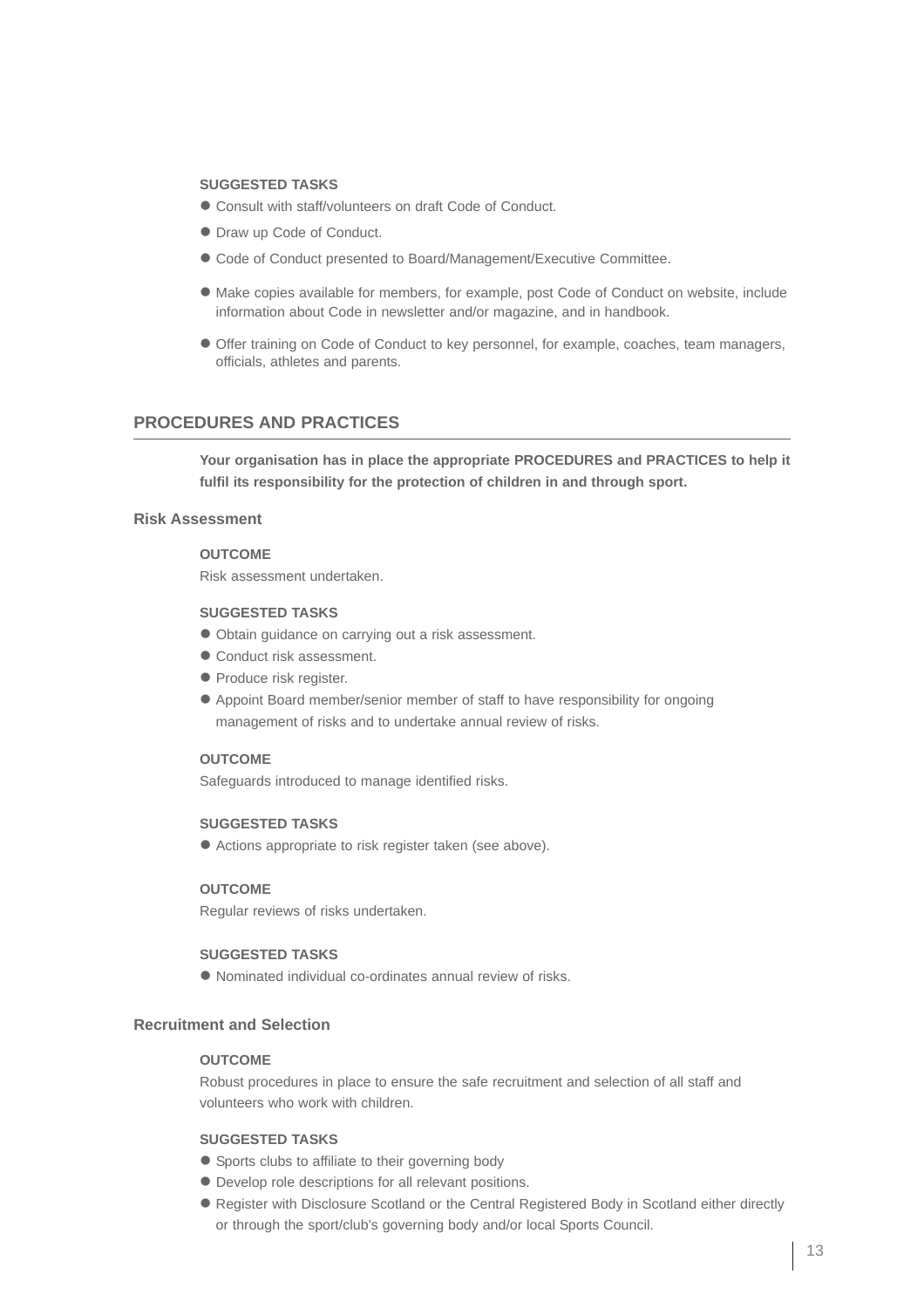**SUGGESTED TASKS**

- Consult with staff/volunteers on draft Code of Conduct.
- Draw up Code of Conduct.
- Code of Conduct presented to Board/Management/Executive Committee.
- Make copies available for members, for example, post Code of Conduct on website, include information about Code in newsletter and/or magazine, and in handbook.
- Offer training on Code of Conduct to key personnel, for example, coaches, team managers, officials, athletes and parents.

## PROCEDURES AND PRACTICES

**Your organisation has in place the appropriate PROCEDURES and PRACTICES to help it fulfil its responsibility for the protection of children in and through sport.**

### Risk Assessment

**OUTCOME**

Risk assessment undertaken.

**SUGGESTED TASKS**

- Obtain guidance on carrying out a risk assessment.
- Conduct risk assessment.
- Produce risk register.
- Appoint Board member/senior member of staff to have responsibility for ongoing management of risks and to undertake annual review of risks.

**OUTCOME**

Safeguards introduced to manage identified risks.

**SUGGESTED TASKS**

- Actions appropriate to risk register taken (see above).

**OUTCOME**

Regular reviews of risks undertaken.

**SUGGESTED TASKS**

- Nominated individual co-ordinates annual review of risks.

### Recruitment and Selection

**OUTCOME**

Robust procedures in place to ensure the safe recruitment and selection of all staff and volunteers who work with children.

**SUGGESTED TASKS**

- Sports clubs to affiliate to their governing body
- Develop role descriptions for all relevant positions.
- Register with Disclosure Scotland or the Central Registered Body in Scotland either directly or through the sport/club's governing body and/or local Sports Council.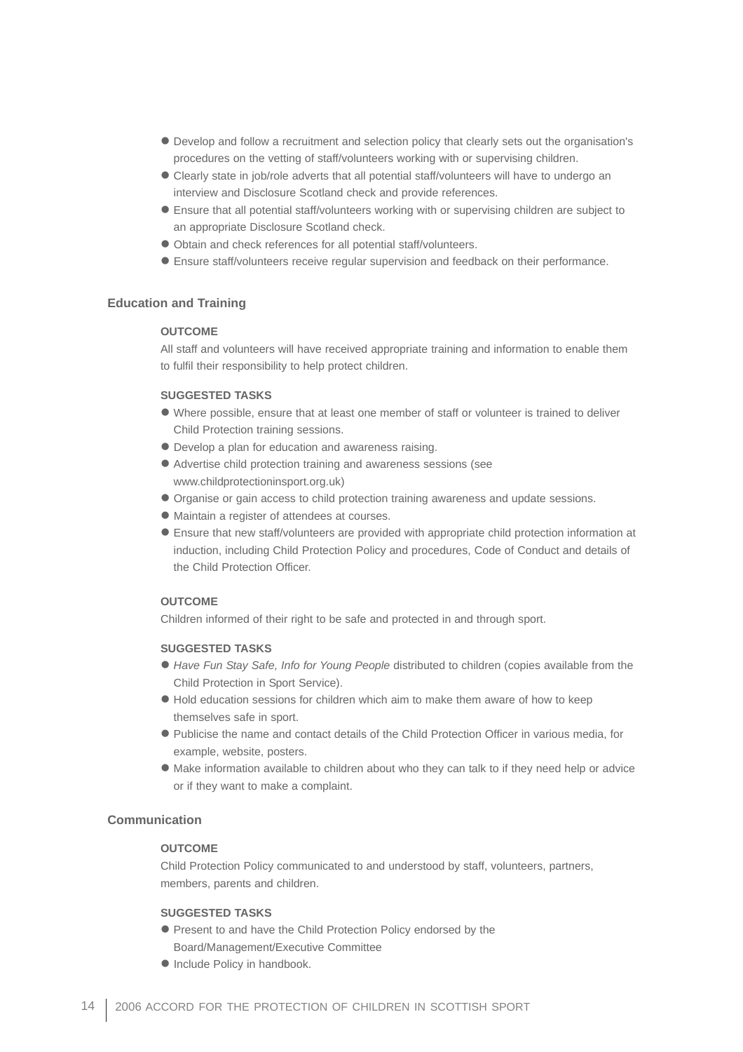- Develop and follow a recruitment and selection policy that clearly sets out the organisation's procedures on the vetting of staff/volunteers working with or supervising children.
- Clearly state in job/role adverts that all potential staff/volunteers will have to undergo an interview and Disclosure Scotland check and provide references.
- Ensure that all potential staff/volunteers working with or supervising children are subject to an appropriate Disclosure Scotland check.
- Obtain and check references for all potential staff/volunteers.
- Ensure staff/volunteers receive regular supervision and feedback on their performance.

## Education and Training

**OUTCOME**

All staff and volunteers will have received appropriate training and information to enable them to fulfil their responsibility to help protect children.

**SUGGESTED TASKS**

- Where possible, ensure that at least one member of staff or volunteer is trained to deliver Child Protection training sessions.
- Develop a plan for education and awareness raising.
- Advertise child protection training and awareness sessions (see www.childprotectioninsport.org.uk)
- Organise or gain access to child protection training awareness and update sessions.
- Maintain a register of attendees at courses.
- Ensure that new staff/volunteers are provided with appropriate child protection information at induction, including Child Protection Policy and procedures, Code of Conduct and details of the Child Protection Officer.

**OUTCOME**

Children informed of their right to be safe and protected in and through sport.

**SUGGESTED TASKS**

- *Have Fun Stay Safe, Info for Young People* distributed to children (copies available from the Child Protection in Sport Service).
- Hold education sessions for children which aim to make them aware of how to keep themselves safe in sport.
- Publicise the name and contact details of the Child Protection Officer in various media, for example, website, posters.
- Make information available to children about who they can talk to if they need help or advice or if they want to make a complaint.

## Communication

**OUTCOME**

Child Protection Policy communicated to and understood by staff, volunteers, partners, members, parents and children.

**SUGGESTED TASKS**

- Present to and have the Child Protection Policy endorsed by the Board/Management/Executive Committee
- Include Policy in handbook.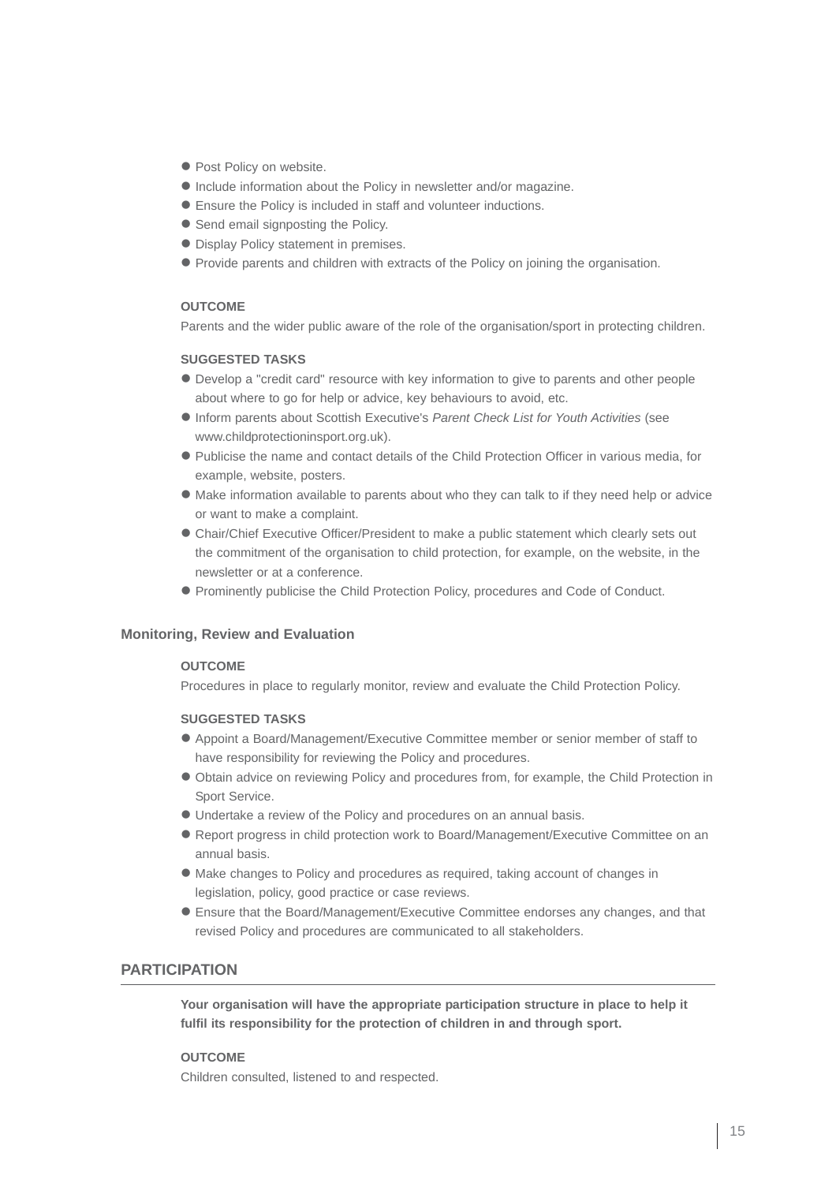- Post Policy on website.
- Include information about the Policy in newsletter and/or magazine.
- Ensure the Policy is included in staff and volunteer inductions.
- Send email signposting the Policy.
- Display Policy statement in premises.
- Provide parents and children with extracts of the Policy on joining the organisation.

**OUTCOME**

Parents and the wider public aware of the role of the organisation/sport in protecting children.

**SUGGESTED TASKS**

- Develop a "credit card" resource with key information to give to parents and other people about where to go for help or advice, key behaviours to avoid, etc.
- Inform parents about Scottish Executive's *Parent Check List for Youth Activities* (see www.childprotectioninsport.org.uk).
- Publicise the name and contact details of the Child Protection Officer in various media, for example, website, posters.
- Make information available to parents about who they can talk to if they need help or advice or want to make a complaint.
- Chair/Chief Executive Officer/President to make a public statement which clearly sets out the commitment of the organisation to child protection, for example, on the website, in the newsletter or at a conference.
- Prominently publicise the Child Protection Policy, procedures and Code of Conduct.

### Monitoring, Review and Evaluation

**OUTCOME**

Procedures in place to regularly monitor, review and evaluate the Child Protection Policy.

**SUGGESTED TASKS**

- Appoint a Board/Management/Executive Committee member or senior member of staff to have responsibility for reviewing the Policy and procedures.
- Obtain advice on reviewing Policy and procedures from, for example, the Child Protection in Sport Service.
- Undertake a review of the Policy and procedures on an annual basis.
- Report progress in child protection work to Board/Management/Executive Committee on an annual basis.
- Make changes to Policy and procedures as required, taking account of changes in legislation, policy, good practice or case reviews.
- Ensure that the Board/Management/Executive Committee endorses any changes, and that revised Policy and procedures are communicated to all stakeholders.

## PARTICIPATION

**Your organisation will have the appropriate participation structure in place to help it fulfil its responsibility for the protection of children in and through sport.**

**OUTCOME**

Children consulted, listened to and respected.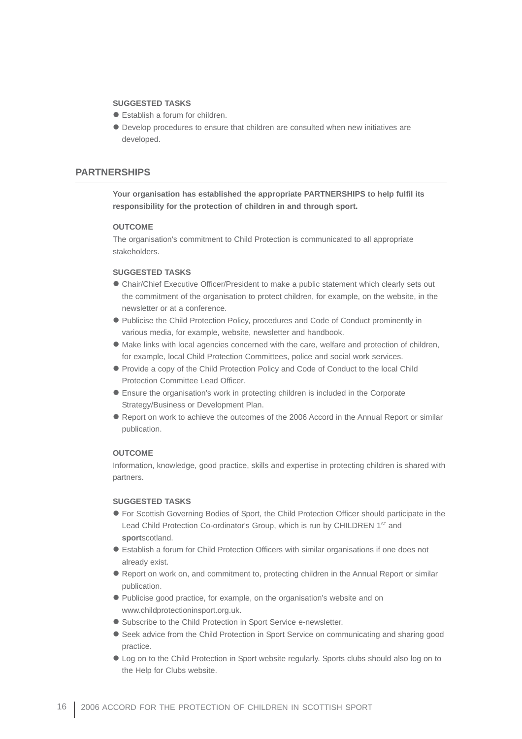**SUGGESTED TASKS**

- Establish a forum for children.
- Develop procedures to ensure that children are consulted when new initiatives are developed.

## PARTNERSHIPS

**Your organisation has established the appropriate PARTNERSHIPS to help fulfil its responsibility for the protection of children in and through sport.**

**OUTCOME**

The organisation's commitment to Child Protection is communicated to all appropriate stakeholders.

**SUGGESTED TASKS**

- Chair/Chief Executive Officer/President to make a public statement which clearly sets out the commitment of the organisation to protect children, for example, on the website, in the newsletter or at a conference.
- Publicise the Child Protection Policy, procedures and Code of Conduct prominently in various media, for example, website, newsletter and handbook.
- Make links with local agencies concerned with the care, welfare and protection of children, for example, local Child Protection Committees, police and social work services.
- Provide a copy of the Child Protection Policy and Code of Conduct to the local Child Protection Committee Lead Officer.
- Ensure the organisation's work in protecting children is included in the Corporate Strategy/Business or Development Plan.
- Report on work to achieve the outcomes of the 2006 Accord in the Annual Report or similar publication.

**OUTCOME**

Information, knowledge, good practice, skills and expertise in protecting children is shared with partners.

**SUGGESTED TASKS**

- For Scottish Governing Bodies of Sport, the Child Protection Officer should participate in the Lead Child Protection Co-ordinator's Group, which is run by CHILDREN 1ST and **sport**scotland.
- Establish a forum for Child Protection Officers with similar organisations if one does not already exist.
- Report on work on, and commitment to, protecting children in the Annual Report or similar publication.
- Publicise good practice, for example, on the organisation's website and on www.childprotectioninsport.org.uk.
- Subscribe to the Child Protection in Sport Service e-newsletter.
- Seek advice from the Child Protection in Sport Service on communicating and sharing good practice.
- Log on to the Child Protection in Sport website regularly. Sports clubs should also log on to the Help for Clubs website.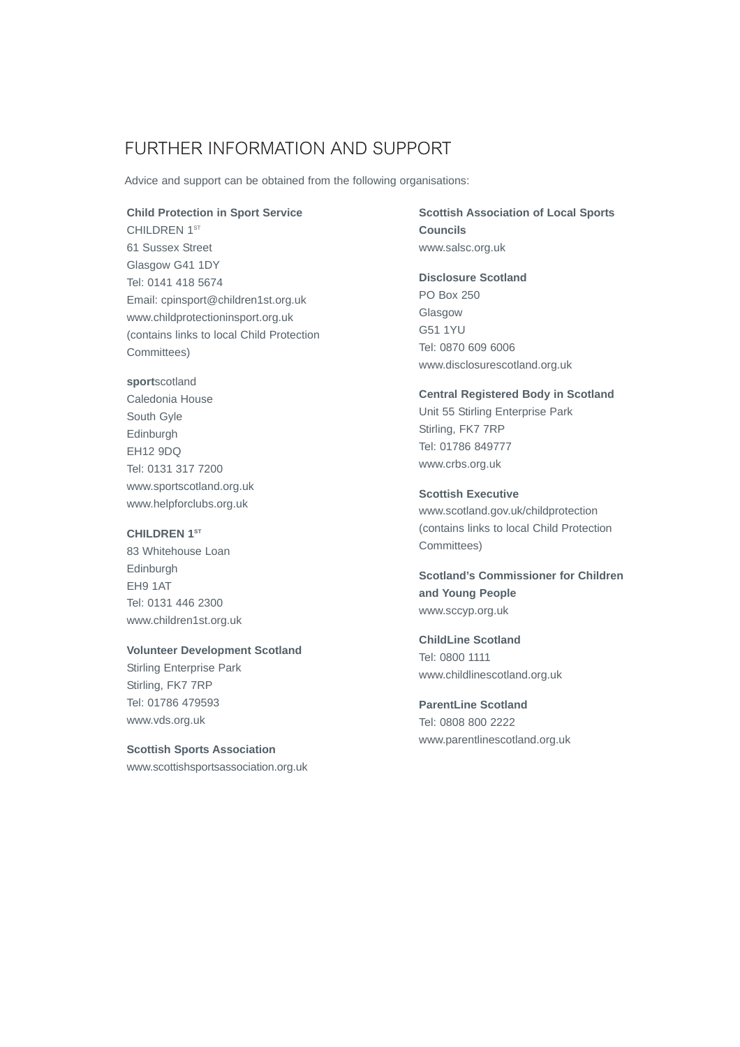## FURTHER INFORMATION AND SUPPORT

Advice and support can be obtained from the following organisations:

**Child Protection in Sport Service**
CHILDREN 1ST
61 Sussex Street
Glasgow G41 1DY
Tel: 0141 418 5674
Email: cpinsport@children1st.org.uk
www.childprotectioninsport.org.uk
(contains links to local Child Protection Committees)

**sport**scotland
Caledonia House
South Gyle
Edinburgh
EH12 9DQ
Tel: 0131 317 7200
www.sportscotland.org.uk
www.helpforclubs.org.uk

**CHILDREN 1ST**
83 Whitehouse Loan
Edinburgh
EH9 1AT
Tel: 0131 446 2300
www.children1st.org.uk

**Volunteer Development Scotland**
Stirling Enterprise Park
Stirling, FK7 7RP
Tel: 01786 479593
www.vds.org.uk

**Scottish Sports Association**
www.scottishsportsassociation.org.uk

**Scottish Association of Local Sports Councils**
www.salsc.org.uk

**Disclosure Scotland**
PO Box 250
Glasgow
G51 1YU
Tel: 0870 609 6006
www.disclosurescotland.org.uk

**Central Registered Body in Scotland**
Unit 55 Stirling Enterprise Park
Stirling, FK7 7RP
Tel: 01786 849777
www.crbs.org.uk

**Scottish Executive**
www.scotland.gov.uk/childprotection
(contains links to local Child Protection Committees)

**Scotland's Commissioner for Children and Young People**
www.sccyp.org.uk

**ChildLine Scotland**
Tel: 0800 1111
www.childlinescotland.org.uk

**ParentLine Scotland**
Tel: 0808 800 2222
www.parentlinescotland.org.uk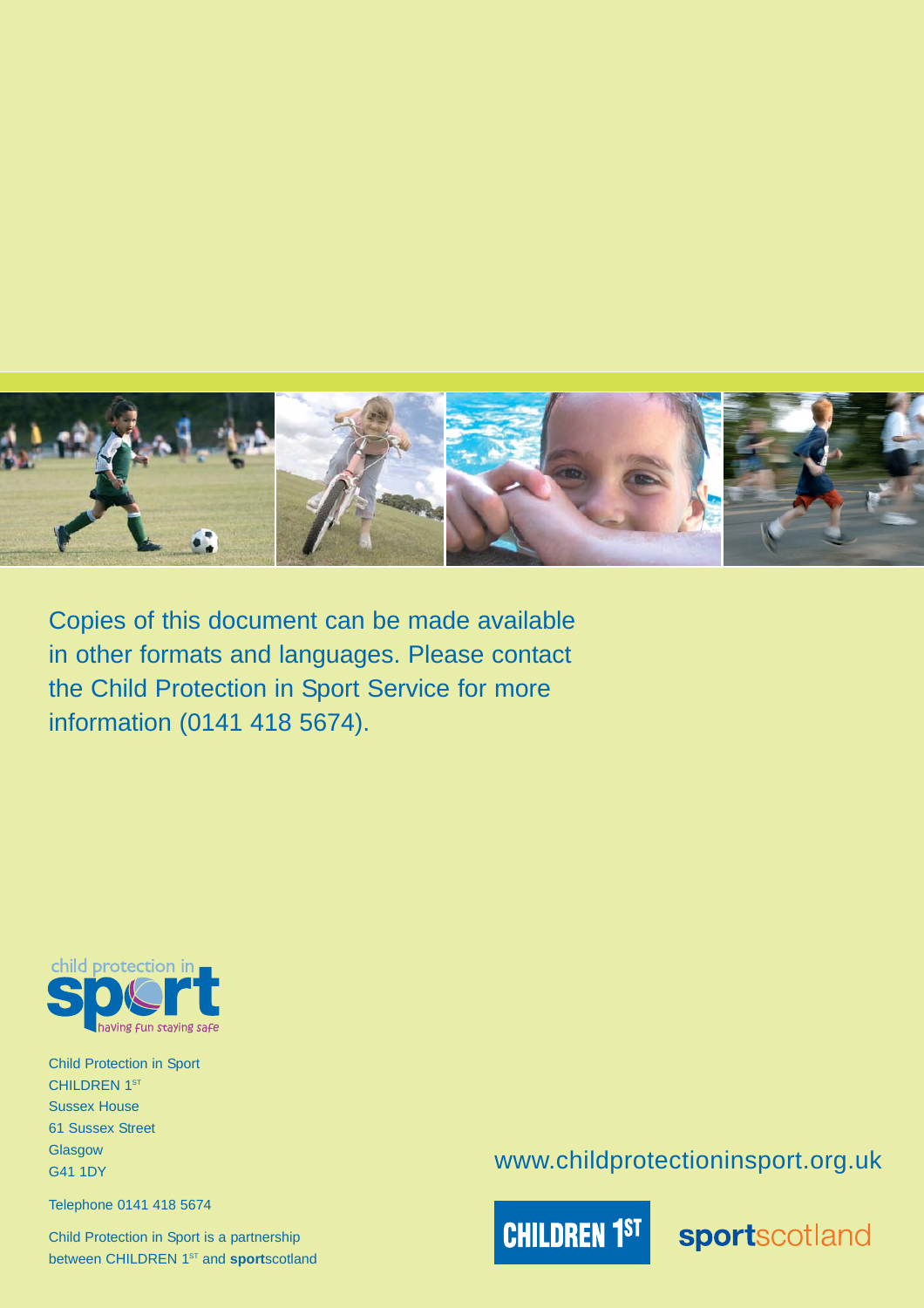Copies of this document can be made available in other formats and languages. Please contact the Child Protection in Sport Service for more information (0141 418 5674).

child protection in sport
having fun staying safe

Child Protection in Sport
CHILDREN 1[ST]
Sussex House
61 Sussex Street
Glasgow
G41 1DY

Telephone 0141 418 5674

Child Protection in Sport is a partnership between CHILDREN 1[ST] and **sport**scotland

www.childprotectioninsport.org.uk

CHILDREN 1[ST]

**sport**scotland